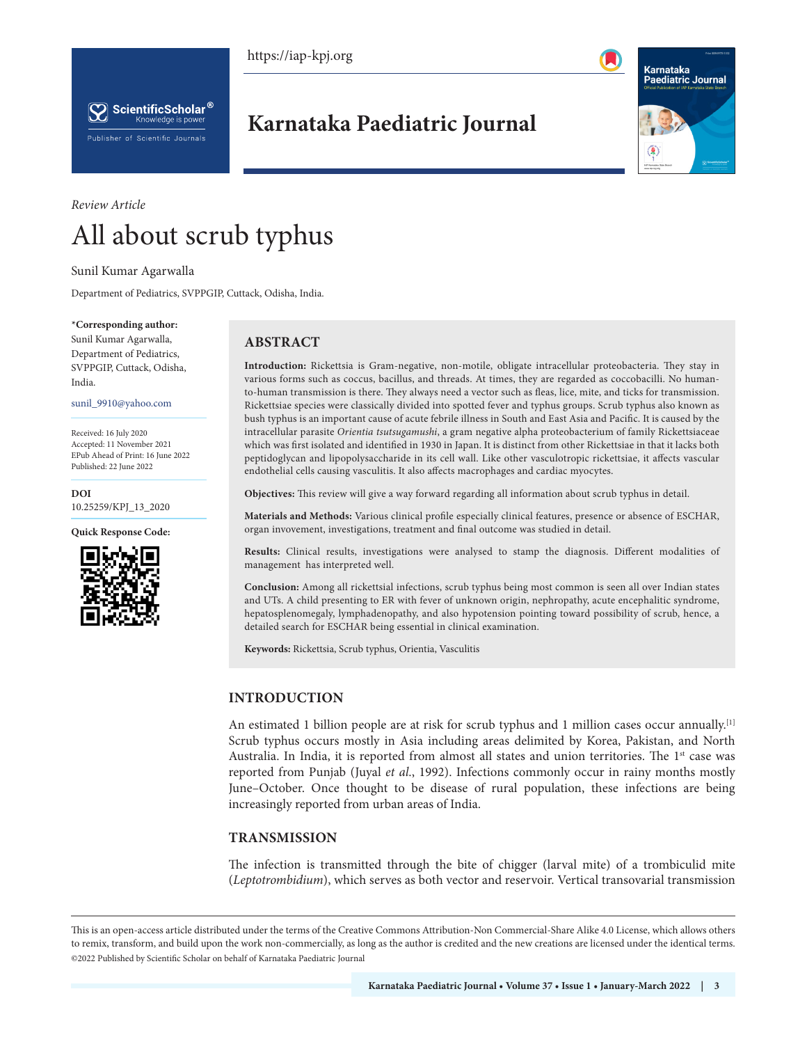*Review Article*

# All about scrub typhus

Sunil Kumar Agarwalla

Department of Pediatrics, SVPPGIP, Cuttack, Odisha, India.

**\*Corresponding author:**
Sunil Kumar Agarwalla,
Department of Pediatrics,
SVPPGIP, Cuttack, Odisha,
India.

sunil_9910@yahoo.com

Received: 16 July 2020
Accepted: 11 November 2021
EPub Ahead of Print: 16 June 2022
Published: 22 June 2022

**DOI**
10.25259/KPJ_13_2020

**Quick Response Code:**

## ABSTRACT

**Introduction:** Rickettsia is Gram-negative, non-motile, obligate intracellular proteobacteria. They stay in various forms such as coccus, bacillus, and threads. At times, they are regarded as coccobacilli. No human-to-human transmission is there. They always need a vector such as fleas, lice, mite, and ticks for transmission. Rickettsiae species were classically divided into spotted fever and typhus groups. Scrub typhus also known as bush typhus is an important cause of acute febrile illness in South and East Asia and Pacific. It is caused by the intracellular parasite *Orientia tsutsugamushi*, a gram negative alpha proteobacterium of family Rickettsiaceae which was first isolated and identified in 1930 in Japan. It is distinct from other Rickettsiae in that it lacks both peptidoglycan and lipopolysaccharide in its cell wall. Like other vasculotropic rickettsiae, it affects vascular endothelial cells causing vasculitis. It also affects macrophages and cardiac myocytes.

**Objectives:** This review will give a way forward regarding all information about scrub typhus in detail.

**Materials and Methods:** Various clinical profile especially clinical features, presence or absence of ESCHAR, organ invovement, investigations, treatment and final outcome was studied in detail.

**Results:** Clinical results, investigations were analysed to stamp the diagnosis. Different modalities of management has interpreted well.

**Conclusion:** Among all rickettsial infections, scrub typhus being most common is seen all over Indian states and UTs. A child presenting to ER with fever of unknown origin, nephropathy, acute encephalitic syndrome, hepatosplenomegaly, lymphadenopathy, and also hypotension pointing toward possibility of scrub, hence, a detailed search for ESCHAR being essential in clinical examination.

**Keywords:** Rickettsia, Scrub typhus, Orientia, Vasculitis

## INTRODUCTION

An estimated 1 billion people are at risk for scrub typhus and 1 million cases occur annually.[1] Scrub typhus occurs mostly in Asia including areas delimited by Korea, Pakistan, and North Australia. In India, it is reported from almost all states and union territories. The 1st case was reported from Punjab (Juyal *et al*., 1992). Infections commonly occur in rainy months mostly June–October. Once thought to be disease of rural population, these infections are being increasingly reported from urban areas of India.

## TRANSMISSION

The infection is transmitted through the bite of chigger (larval mite) of a trombiculid mite (*Leptotrombidium*), which serves as both vector and reservoir. Vertical transovarial transmission

This is an open-access article distributed under the terms of the Creative Commons Attribution-Non Commercial-Share Alike 4.0 License, which allows others to remix, transform, and build upon the work non-commercially, as long as the author is credited and the new creations are licensed under the identical terms.
©2022 Published by Scientific Scholar on behalf of Karnataka Paediatric Journal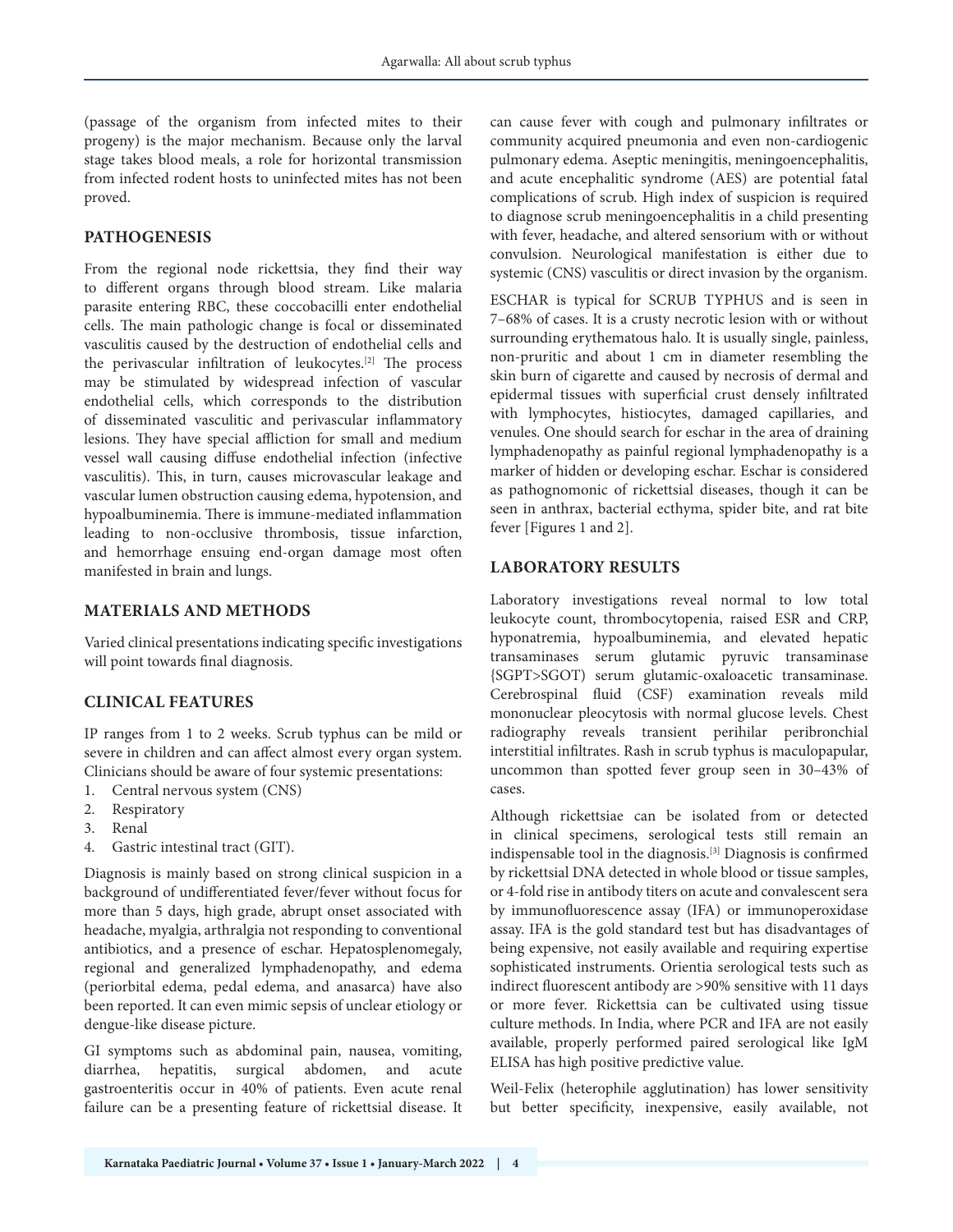(passage of the organism from infected mites to their progeny) is the major mechanism. Because only the larval stage takes blood meals, a role for horizontal transmission from infected rodent hosts to uninfected mites has not been proved.

## PATHOGENESIS

From the regional node rickettsia, they find their way to different organs through blood stream. Like malaria parasite entering RBC, these coccobacilli enter endothelial cells. The main pathologic change is focal or disseminated vasculitis caused by the destruction of endothelial cells and the perivascular infiltration of leukocytes.[2] The process may be stimulated by widespread infection of vascular endothelial cells, which corresponds to the distribution of disseminated vasculitic and perivascular inflammatory lesions. They have special affliction for small and medium vessel wall causing diffuse endothelial infection (infective vasculitis). This, in turn, causes microvascular leakage and vascular lumen obstruction causing edema, hypotension, and hypoalbuminemia. There is immune-mediated inflammation leading to non-occlusive thrombosis, tissue infarction, and hemorrhage ensuing end-organ damage most often manifested in brain and lungs.

## MATERIALS AND METHODS

Varied clinical presentations indicating specific investigations will point towards final diagnosis.

## CLINICAL FEATURES

IP ranges from 1 to 2 weeks. Scrub typhus can be mild or severe in children and can affect almost every organ system. Clinicians should be aware of four systemic presentations:

1. Central nervous system (CNS)
2. Respiratory
3. Renal
4. Gastric intestinal tract (GIT).

Diagnosis is mainly based on strong clinical suspicion in a background of undifferentiated fever/fever without focus for more than 5 days, high grade, abrupt onset associated with headache, myalgia, arthralgia not responding to conventional antibiotics, and a presence of eschar. Hepatosplenomegaly, regional and generalized lymphadenopathy, and edema (periorbital edema, pedal edema, and anasarca) have also been reported. It can even mimic sepsis of unclear etiology or dengue-like disease picture.

GI symptoms such as abdominal pain, nausea, vomiting, diarrhea, hepatitis, surgical abdomen, and acute gastroenteritis occur in 40% of patients. Even acute renal failure can be a presenting feature of rickettsial disease. It can cause fever with cough and pulmonary infiltrates or community acquired pneumonia and even non-cardiogenic pulmonary edema. Aseptic meningitis, meningoencephalitis, and acute encephalitic syndrome (AES) are potential fatal complications of scrub. High index of suspicion is required to diagnose scrub meningoencephalitis in a child presenting with fever, headache, and altered sensorium with or without convulsion. Neurological manifestation is either due to systemic (CNS) vasculitis or direct invasion by the organism.

ESCHAR is typical for SCRUB TYPHUS and is seen in 7–68% of cases. It is a crusty necrotic lesion with or without surrounding erythematous halo. It is usually single, painless, non-pruritic and about 1 cm in diameter resembling the skin burn of cigarette and caused by necrosis of dermal and epidermal tissues with superficial crust densely infiltrated with lymphocytes, histiocytes, damaged capillaries, and venules. One should search for eschar in the area of draining lymphadenopathy as painful regional lymphadenopathy is a marker of hidden or developing eschar. Eschar is considered as pathognomonic of rickettsial diseases, though it can be seen in anthrax, bacterial ecthyma, spider bite, and rat bite fever [Figures 1 and 2].

## LABORATORY RESULTS

Laboratory investigations reveal normal to low total leukocyte count, thrombocytopenia, raised ESR and CRP, hyponatremia, hypoalbuminemia, and elevated hepatic transaminases serum glutamic pyruvic transaminase {SGPT>SGOT) serum glutamic-oxaloacetic transaminase. Cerebrospinal fluid (CSF) examination reveals mild mononuclear pleocytosis with normal glucose levels. Chest radiography reveals transient perihilar peribronchial interstitial infiltrates. Rash in scrub typhus is maculopapular, uncommon than spotted fever group seen in 30–43% of cases.

Although rickettsiae can be isolated from or detected in clinical specimens, serological tests still remain an indispensable tool in the diagnosis.[3] Diagnosis is confirmed by rickettsial DNA detected in whole blood or tissue samples, or 4-fold rise in antibody titers on acute and convalescent sera by immunofluorescence assay (IFA) or immunoperoxidase assay. IFA is the gold standard test but has disadvantages of being expensive, not easily available and requiring expertise sophisticated instruments. Orientia serological tests such as indirect fluorescent antibody are >90% sensitive with 11 days or more fever. Rickettsia can be cultivated using tissue culture methods. In India, where PCR and IFA are not easily available, properly performed paired serological like IgM ELISA has high positive predictive value.

Weil-Felix (heterophile agglutination) has lower sensitivity but better specificity, inexpensive, easily available, not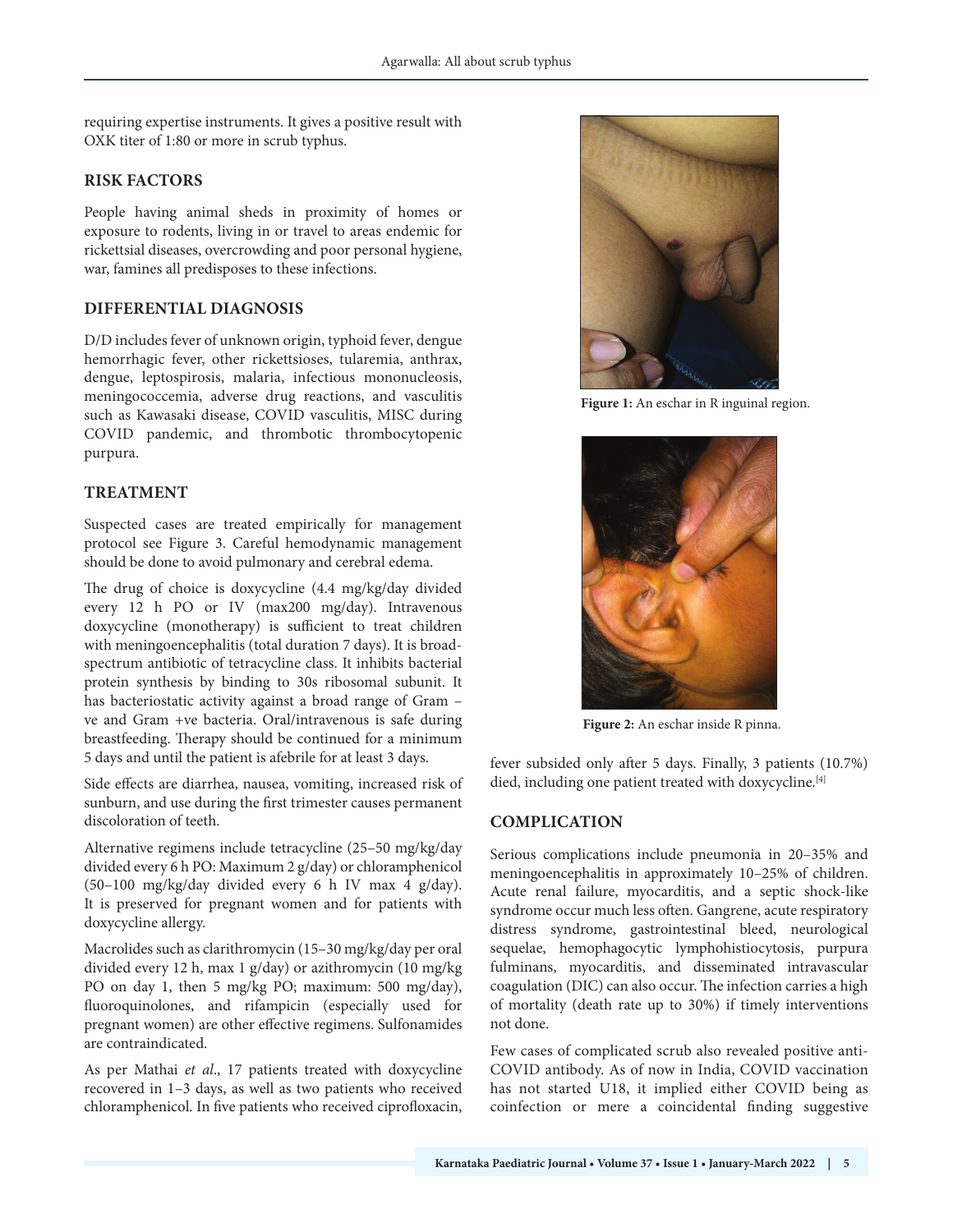requiring expertise instruments. It gives a positive result with OXK titer of 1:80 or more in scrub typhus.

## RISK FACTORS

People having animal sheds in proximity of homes or exposure to rodents, living in or travel to areas endemic for rickettsial diseases, overcrowding and poor personal hygiene, war, famines all predisposes to these infections.

## DIFFERENTIAL DIAGNOSIS

D/D includes fever of unknown origin, typhoid fever, dengue hemorrhagic fever, other rickettsioses, tularemia, anthrax, dengue, leptospirosis, malaria, infectious mononucleosis, meningococcemia, adverse drug reactions, and vasculitis such as Kawasaki disease, COVID vasculitis, MISC during COVID pandemic, and thrombotic thrombocytopenic purpura.

## TREATMENT

Suspected cases are treated empirically for management protocol see Figure 3. Careful hemodynamic management should be done to avoid pulmonary and cerebral edema.

The drug of choice is doxycycline (4.4 mg/kg/day divided every 12 h PO or IV (max200 mg/day). Intravenous doxycycline (monotherapy) is sufficient to treat children with meningoencephalitis (total duration 7 days). It is broad-spectrum antibiotic of tetracycline class. It inhibits bacterial protein synthesis by binding to 30s ribosomal subunit. It has bacteriostatic activity against a broad range of Gram −ve and Gram +ve bacteria. Oral/intravenous is safe during breastfeeding. Therapy should be continued for a minimum 5 days and until the patient is afebrile for at least 3 days.

Side effects are diarrhea, nausea, vomiting, increased risk of sunburn, and use during the first trimester causes permanent discoloration of teeth.

Alternative regimens include tetracycline (25–50 mg/kg/day divided every 6 h PO: Maximum 2 g/day) or chloramphenicol (50–100 mg/kg/day divided every 6 h IV max 4 g/day). It is preserved for pregnant women and for patients with doxycycline allergy.

Macrolides such as clarithromycin (15–30 mg/kg/day per oral divided every 12 h, max 1 g/day) or azithromycin (10 mg/kg PO on day 1, then 5 mg/kg PO; maximum: 500 mg/day), fluoroquinolones, and rifampicin (especially used for pregnant women) are other effective regimens. Sulfonamides are contraindicated.

As per Mathai *et al*., 17 patients treated with doxycycline recovered in 1–3 days, as well as two patients who received chloramphenicol. In five patients who received ciprofloxacin, fever subsided only after 5 days. Finally, 3 patients (10.7%) died, including one patient treated with doxycycline.[4]

**Figure 1:** An eschar in R inguinal region.

**Figure 2:** An eschar inside R pinna.

## COMPLICATION

Serious complications include pneumonia in 20–35% and meningoencephalitis in approximately 10–25% of children. Acute renal failure, myocarditis, and a septic shock-like syndrome occur much less often. Gangrene, acute respiratory distress syndrome, gastrointestinal bleed, neurological sequelae, hemophagocytic lymphohistiocytosis, purpura fulminans, myocarditis, and disseminated intravascular coagulation (DIC) can also occur. The infection carries a high of mortality (death rate up to 30%) if timely interventions not done.

Few cases of complicated scrub also revealed positive anti-COVID antibody. As of now in India, COVID vaccination has not started U18, it implied either COVID being as coinfection or mere a coincidental finding suggestive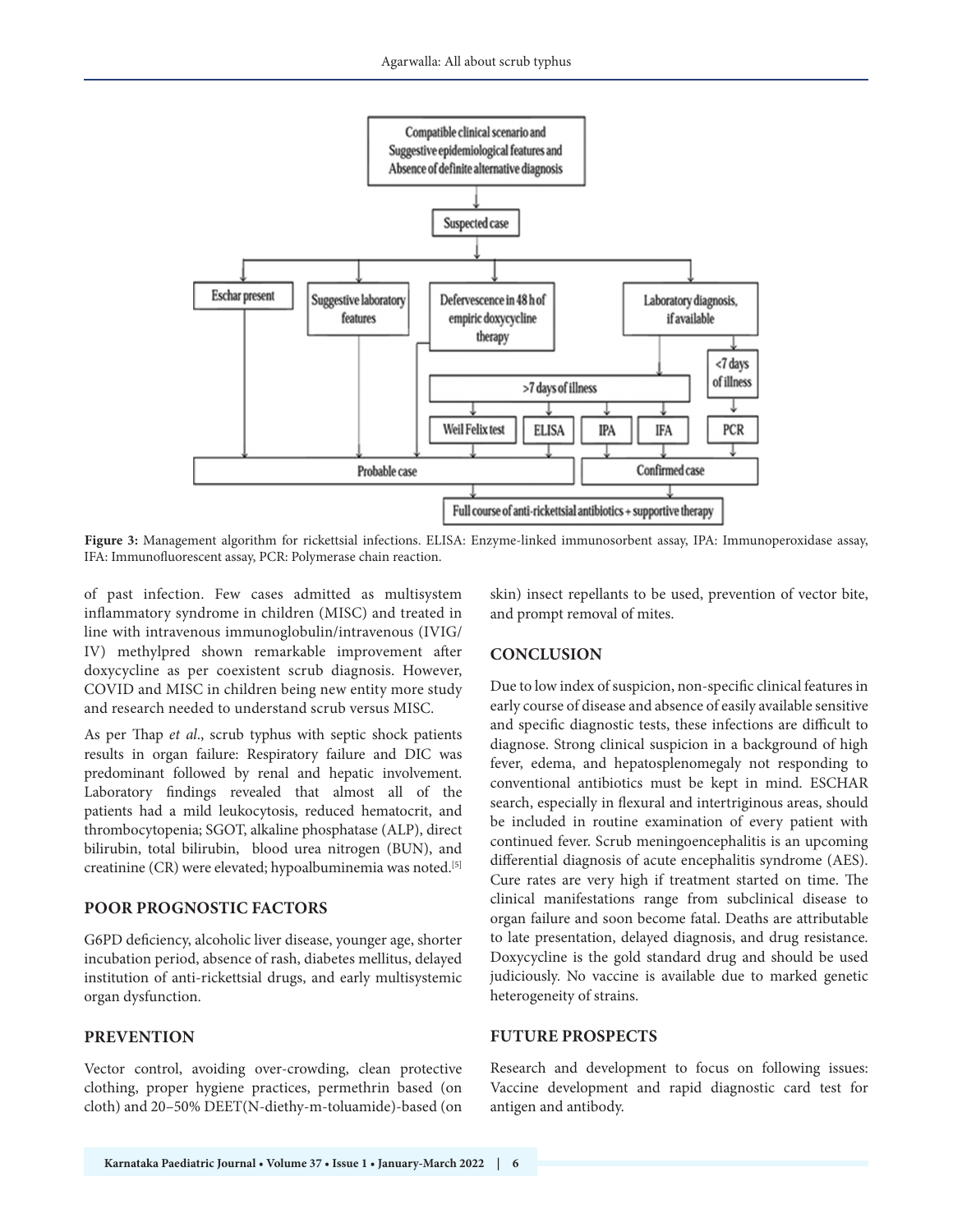Figure 3: Management algorithm for rickettsial infections. ELISA: Enzyme-linked immunosorbent assay, IPA: Immunoperoxidase assay, IFA: Immunofluorescent assay, PCR: Polymerase chain reaction.

of past infection. Few cases admitted as multisystem inflammatory syndrome in children (MISC) and treated in line with intravenous immunoglobulin/intravenous (IVIG/IV) methylpred shown remarkable improvement after doxycycline as per coexistent scrub diagnosis. However, COVID and MISC in children being new entity more study and research needed to understand scrub versus MISC.

As per Thap *et al*., scrub typhus with septic shock patients results in organ failure: Respiratory failure and DIC was predominant followed by renal and hepatic involvement. Laboratory findings revealed that almost all of the patients had a mild leukocytosis, reduced hematocrit, and thrombocytopenia; SGOT, alkaline phosphatase (ALP), direct bilirubin, total bilirubin, blood urea nitrogen (BUN), and creatinine (CR) were elevated; hypoalbuminemia was noted.[5]

## POOR PROGNOSTIC FACTORS

G6PD deficiency, alcoholic liver disease, younger age, shorter incubation period, absence of rash, diabetes mellitus, delayed institution of anti-rickettsial drugs, and early multisystemic organ dysfunction.

## PREVENTION

Vector control, avoiding over-crowding, clean protective clothing, proper hygiene practices, permethrin based (on cloth) and 20–50% DEET(N-diethy-m-toluamide)-based (on skin) insect repellants to be used, prevention of vector bite, and prompt removal of mites.

## CONCLUSION

Due to low index of suspicion, non-specific clinical features in early course of disease and absence of easily available sensitive and specific diagnostic tests, these infections are difficult to diagnose. Strong clinical suspicion in a background of high fever, edema, and hepatosplenomegaly not responding to conventional antibiotics must be kept in mind. ESCHAR search, especially in flexural and intertriginous areas, should be included in routine examination of every patient with continued fever. Scrub meningoencephalitis is an upcoming differential diagnosis of acute encephalitis syndrome (AES). Cure rates are very high if treatment started on time. The clinical manifestations range from subclinical disease to organ failure and soon become fatal. Deaths are attributable to late presentation, delayed diagnosis, and drug resistance. Doxycycline is the gold standard drug and should be used judiciously. No vaccine is available due to marked genetic heterogeneity of strains.

## FUTURE PROSPECTS

Research and development to focus on following issues: Vaccine development and rapid diagnostic card test for antigen and antibody.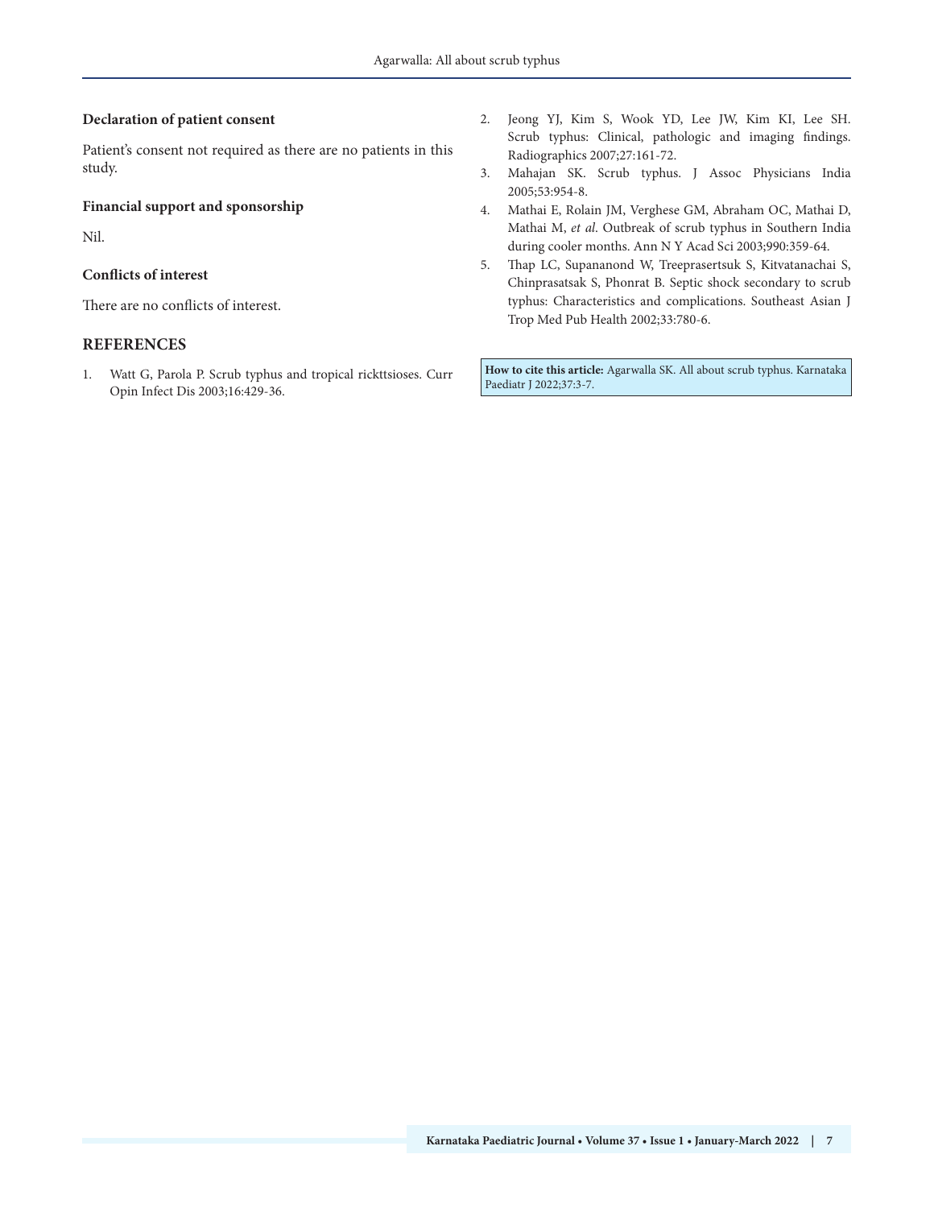### Declaration of patient consent

Patient's consent not required as there are no patients in this study.

### Financial support and sponsorship

Nil.

### Conflicts of interest

There are no conflicts of interest.

## REFERENCES

1. Watt G, Parola P. Scrub typhus and tropical rickttsioses. Curr Opin Infect Dis 2003;16:429-36.
2. Jeong YJ, Kim S, Wook YD, Lee JW, Kim KI, Lee SH. Scrub typhus: Clinical, pathologic and imaging findings. Radiographics 2007;27:161-72.
3. Mahajan SK. Scrub typhus. J Assoc Physicians India 2005;53:954-8.
4. Mathai E, Rolain JM, Verghese GM, Abraham OC, Mathai D, Mathai M, *et al*. Outbreak of scrub typhus in Southern India during cooler months. Ann N Y Acad Sci 2003;990:359-64.
5. Thap LC, Supananond W, Treeprasertsuk S, Kitvatanachai S, Chinprasatsak S, Phonrat B. Septic shock secondary to scrub typhus: Characteristics and complications. Southeast Asian J Trop Med Pub Health 2002;33:780-6.

**How to cite this article:** Agarwalla SK. All about scrub typhus. Karnataka Paediatr J 2022;37:3-7.